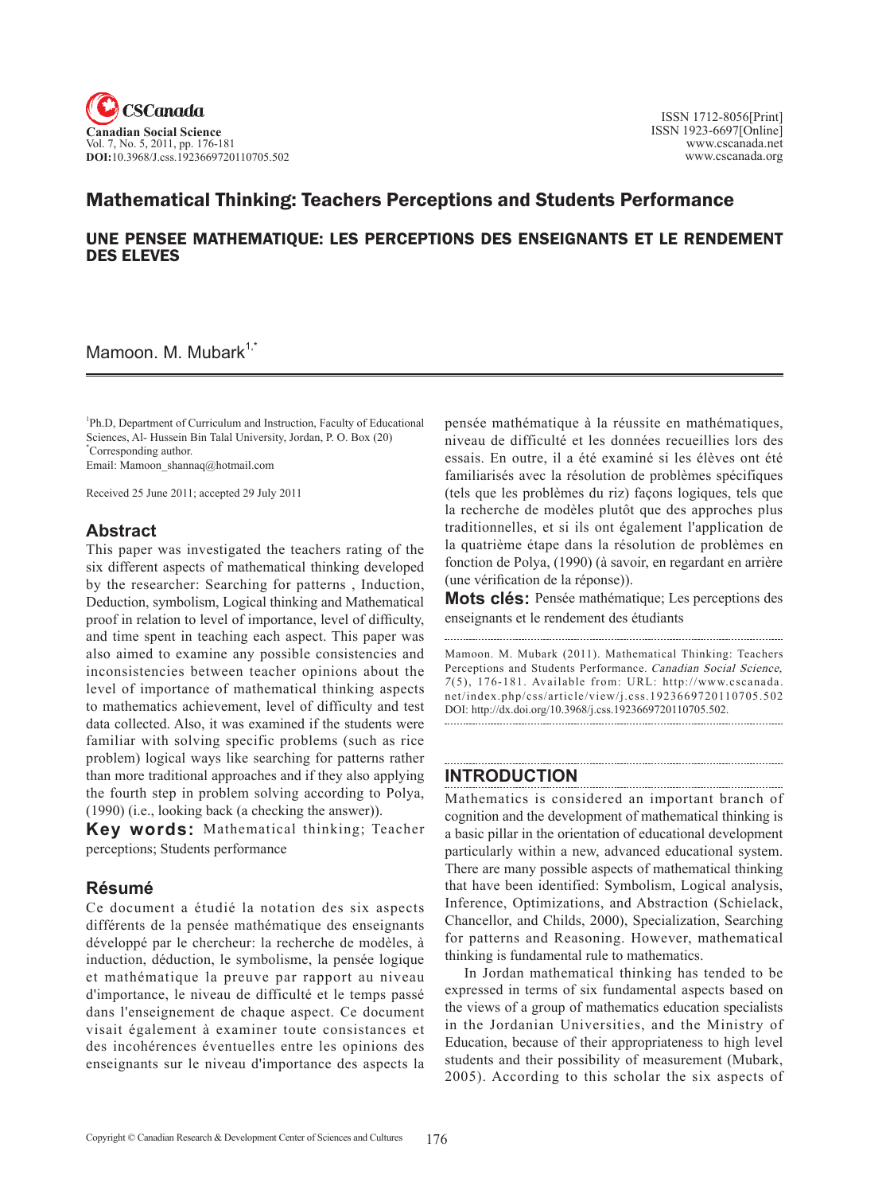# Mathematical Thinking: Teachers Perceptions and Students Performance

## UNE PENSEE MATHEMATIQUE: LES PERCEPTIONS DES ENSEIGNANTS ET LE RENDEMENT DES ELEVES

Mamoon. M. Mubark[1,*]

[1]Ph.D, Department of Curriculum and Instruction, Faculty of Educational Sciences, Al- Hussein Bin Talal University, Jordan, P. O. Box (20)
[*]Corresponding author.
Email: Mamoon_shannaq@hotmail.com

Received 25 June 2011; accepted 29 July 2011

## Abstract

This paper was investigated the teachers rating of the six different aspects of mathematical thinking developed by the researcher: Searching for patterns , Induction, Deduction, symbolism, Logical thinking and Mathematical proof in relation to level of importance, level of difficulty, and time spent in teaching each aspect. This paper was also aimed to examine any possible consistencies and inconsistencies between teacher opinions about the level of importance of mathematical thinking aspects to mathematics achievement, level of difficulty and test data collected. Also, it was examined if the students were familiar with solving specific problems (such as rice problem) logical ways like searching for patterns rather than more traditional approaches and if they also applying the fourth step in problem solving according to Polya, (1990) (i.e., looking back (a checking the answer)).

**Key words:** Mathematical thinking; Teacher perceptions; Students performance

## Résumé

Ce document a étudié la notation des six aspects différents de la pensée mathématique des enseignants développé par le chercheur: la recherche de modèles, à induction, déduction, le symbolisme, la pensée logique et mathématique la preuve par rapport au niveau d'importance, le niveau de difficulté et le temps passé dans l'enseignement de chaque aspect. Ce document visait également à examiner toute consistances et des incohérences éventuelles entre les opinions des enseignants sur le niveau d'importance des aspects la pensée mathématique à la réussite en mathématiques, niveau de difficulté et les données recueillies lors des essais. En outre, il a été examiné si les élèves ont été familiarisés avec la résolution de problèmes spécifiques (tels que les problèmes du riz) façons logiques, tels que la recherche de modèles plutôt que des approches plus traditionnelles, et si ils ont également l'application de la quatrième étape dans la résolution de problèmes en fonction de Polya, (1990) (à savoir, en regardant en arrière (une vérification de la réponse)).

**Mots clés:** Pensée mathématique; Les perceptions des enseignants et le rendement des étudiants

Mamoon. M. Mubark (2011). Mathematical Thinking: Teachers Perceptions and Students Performance. *Canadian Social Science, 7*(5), 176-181. Available from: URL: http://www.cscanada.net/index.php/css/article/view/j.css.1923669720110705.502 DOI: http://dx.doi.org/10.3968/j.css.1923669720110705.502.

## INTRODUCTION

Mathematics is considered an important branch of cognition and the development of mathematical thinking is a basic pillar in the orientation of educational development particularly within a new, advanced educational system. There are many possible aspects of mathematical thinking that have been identified: Symbolism, Logical analysis, Inference, Optimizations, and Abstraction (Schielack, Chancellor, and Childs, 2000), Specialization, Searching for patterns and Reasoning. However, mathematical thinking is fundamental rule to mathematics.

In Jordan mathematical thinking has tended to be expressed in terms of six fundamental aspects based on the views of a group of mathematics education specialists in the Jordanian Universities, and the Ministry of Education, because of their appropriateness to high level students and their possibility of measurement (Mubark, 2005). According to this scholar the six aspects of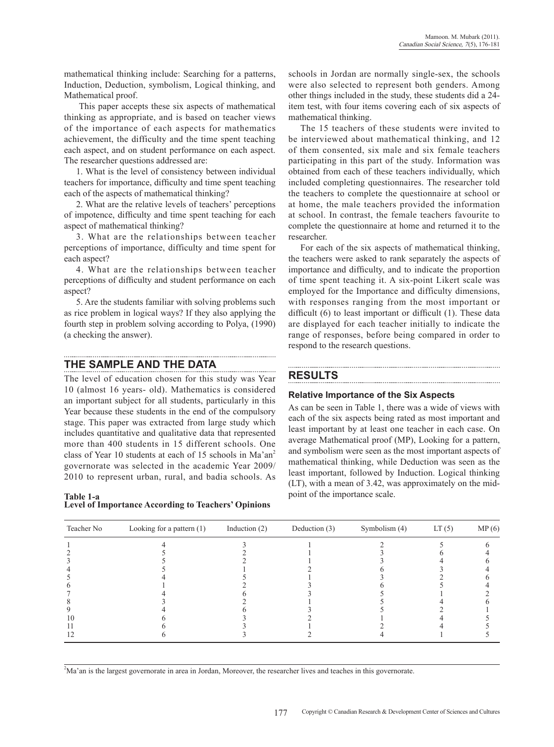mathematical thinking include: Searching for a patterns, Induction, Deduction, symbolism, Logical thinking, and Mathematical proof.

This paper accepts these six aspects of mathematical thinking as appropriate, and is based on teacher views of the importance of each aspects for mathematics achievement, the difficulty and the time spent teaching each aspect, and on student performance on each aspect. The researcher questions addressed are:

1. What is the level of consistency between individual teachers for importance, difficulty and time spent teaching each of the aspects of mathematical thinking?

2. What are the relative levels of teachers' perceptions of impotence, difficulty and time spent teaching for each aspect of mathematical thinking?

3. What are the relationships between teacher perceptions of importance, difficulty and time spent for each aspect?

4. What are the relationships between teacher perceptions of difficulty and student performance on each aspect?

5. Are the students familiar with solving problems such as rice problem in logical ways? If they also applying the fourth step in problem solving according to Polya, (1990) (a checking the answer).

## THE SAMPLE AND THE DATA

The level of education chosen for this study was Year 10 (almost 16 years- old). Mathematics is considered an important subject for all students, particularly in this Year because these students in the end of the compulsory stage. This paper was extracted from large study which includes quantitative and qualitative data that represented more than 400 students in 15 different schools. One class of Year 10 students at each of 15 schools in Ma'an[2] governorate was selected in the academic Year 2009/ 2010 to represent urban, rural, and badia schools. As schools in Jordan are normally single-sex, the schools were also selected to represent both genders. Among other things included in the study, these students did a 24-item test, with four items covering each of six aspects of mathematical thinking.

The 15 teachers of these students were invited to be interviewed about mathematical thinking, and 12 of them consented, six male and six female teachers participating in this part of the study. Information was obtained from each of these teachers individually, which included completing questionnaires. The researcher told the teachers to complete the questionnaire at school or at home, the male teachers provided the information at school. In contrast, the female teachers favourite to complete the questionnaire at home and returned it to the researcher.

For each of the six aspects of mathematical thinking, the teachers were asked to rank separately the aspects of importance and difficulty, and to indicate the proportion of time spent teaching it. A six-point Likert scale was employed for the Importance and difficulty dimensions, with responses ranging from the most important or difficult (6) to least important or difficult (1). These data are displayed for each teacher initially to indicate the range of responses, before being compared in order to respond to the research questions.

## RESULTS

### Relative Importance of the Six Aspects

As can be seen in Table 1, there was a wide of views with each of the six aspects being rated as most important and least important by at least one teacher in each case. On average Mathematical proof (MP), Looking for a pattern, and symbolism were seen as the most important aspects of mathematical thinking, while Deduction was seen as the least important, followed by Induction. Logical thinking (LT), with a mean of 3.42, was approximately on the mid-point of the importance scale.

**Table 1-a**
**Level of Importance According to Teachers' Opinions**

| Teacher No | Looking for a pattern (1) | Induction (2) | Deduction (3) | Symbolism (4) | LT (5) | MP (6) |
|---|---|---|---|---|---|---|
| 1 | 4 | 3 | 1 | 2 | 5 | 6 |
| 2 | 5 | 2 | 1 | 3 | 6 | 4 |
| 3 | 5 | 2 | 1 | 3 | 4 | 6 |
| 4 | 5 | 1 | 2 | 6 | 3 | 4 |
| 5 | 4 | 5 | 1 | 3 | 2 | 6 |
| 6 | 1 | 2 | 3 | 6 | 5 | 4 |
| 7 | 4 | 6 | 3 | 5 | 1 | 2 |
| 8 | 3 | 2 | 1 | 5 | 4 | 6 |
| 9 | 4 | 6 | 3 | 5 | 2 | 1 |
| 10 | 6 | 3 | 2 | 1 | 4 | 5 |
| 11 | 6 | 3 | 1 | 2 | 4 | 5 |
| 12 | 6 | 3 | 2 | 4 | 1 | 5 |

[2] Ma'an is the largest governorate in area in Jordan, Moreover, the researcher lives and teaches in this governorate.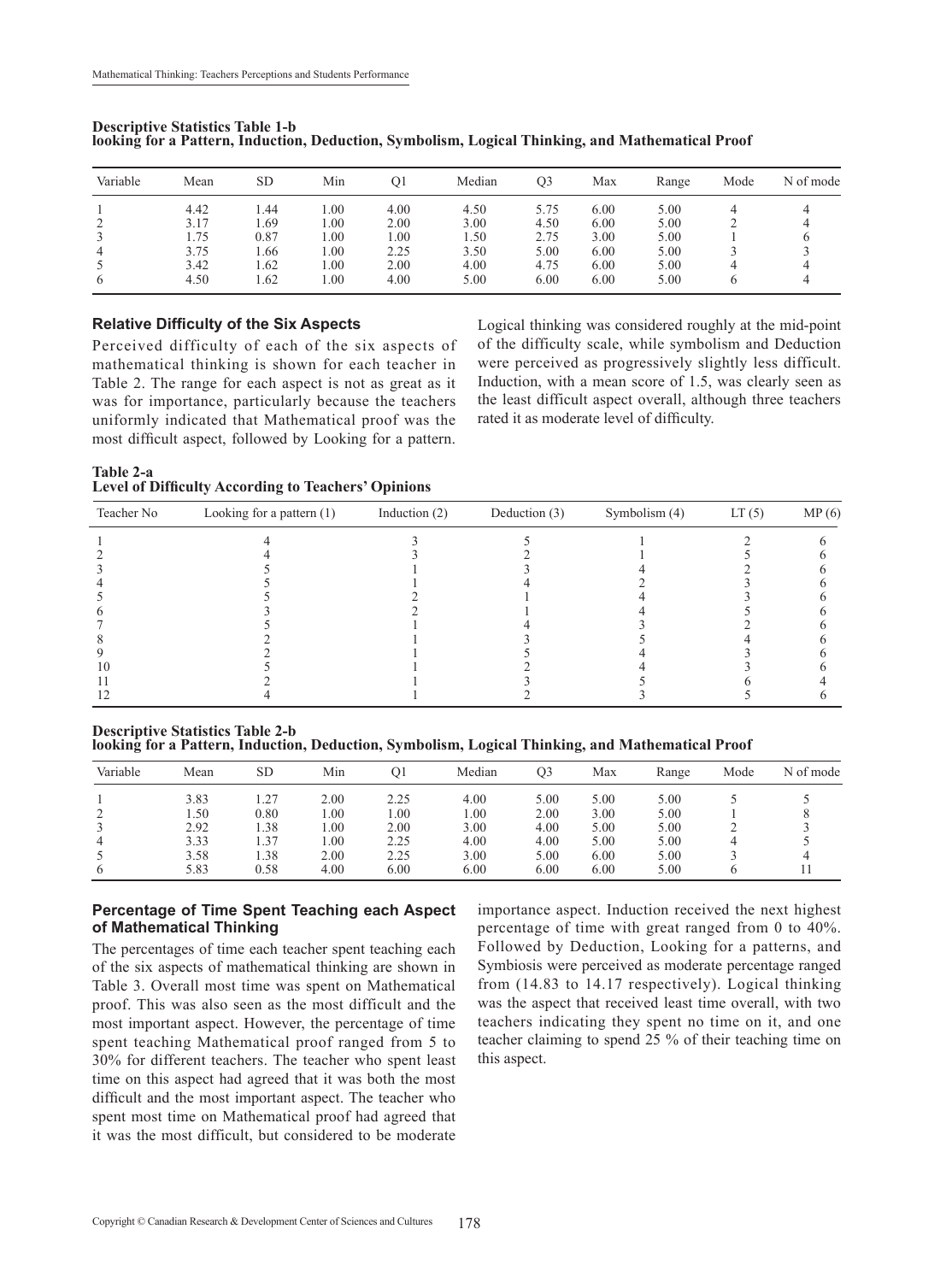**Descriptive Statistics Table 1-b**
**looking for a Pattern, Induction, Deduction, Symbolism, Logical Thinking, and Mathematical Proof**

| Variable | Mean | SD | Min | Q1 | Median | Q3 | Max | Range | Mode | N of mode |
|---|---|---|---|---|---|---|---|---|---|---|
| 1 | 4.42 | 1.44 | 1.00 | 4.00 | 4.50 | 5.75 | 6.00 | 5.00 | 4 | 4 |
| 2 | 3.17 | 1.69 | 1.00 | 2.00 | 3.00 | 4.50 | 6.00 | 5.00 | 2 | 4 |
| 3 | 1.75 | 0.87 | 1.00 | 1.00 | 1.50 | 2.75 | 3.00 | 5.00 | 1 | 6 |
| 4 | 3.75 | 1.66 | 1.00 | 2.25 | 3.50 | 5.00 | 6.00 | 5.00 | 3 | 3 |
| 5 | 3.42 | 1.62 | 1.00 | 2.00 | 4.00 | 4.75 | 6.00 | 5.00 | 4 | 4 |
| 6 | 4.50 | 1.62 | 1.00 | 4.00 | 5.00 | 6.00 | 6.00 | 5.00 | 6 | 4 |

### Relative Difficulty of the Six Aspects

Perceived difficulty of each of the six aspects of mathematical thinking is shown for each teacher in Table 2. The range for each aspect is not as great as it was for importance, particularly because the teachers uniformly indicated that Mathematical proof was the most difficult aspect, followed by Looking for a pattern. Logical thinking was considered roughly at the mid-point of the difficulty scale, while symbolism and Deduction were perceived as progressively slightly less difficult. Induction, with a mean score of 1.5, was clearly seen as the least difficult aspect overall, although three teachers rated it as moderate level of difficulty.

**Table 2-a**
**Level of Difficulty According to Teachers' Opinions**

| Teacher No | Looking for a pattern (1) | Induction (2) | Deduction (3) | Symbolism (4) | LT (5) | MP (6) |
|---|---|---|---|---|---|---|
| 1 | 4 | 3 | 5 | 1 | 2 | 6 |
| 2 | 4 | 3 | 2 | 1 | 5 | 6 |
| 3 | 5 | 1 | 3 | 4 | 2 | 6 |
| 4 | 5 | 1 | 4 | 2 | 3 | 6 |
| 5 | 5 | 2 | 1 | 4 | 3 | 6 |
| 6 | 3 | 2 | 1 | 4 | 5 | 6 |
| 7 | 5 | 1 | 4 | 3 | 2 | 6 |
| 8 | 2 | 1 | 3 | 5 | 4 | 6 |
| 9 | 2 | 1 | 5 | 4 | 3 | 6 |
| 10 | 5 | 1 | 2 | 4 | 3 | 6 |
| 11 | 2 | 1 | 3 | 5 | 6 | 4 |
| 12 | 4 | 1 | 2 | 3 | 5 | 6 |

**Descriptive Statistics Table 2-b**
**looking for a Pattern, Induction, Deduction, Symbolism, Logical Thinking, and Mathematical Proof**

| Variable | Mean | SD | Min | Q1 | Median | Q3 | Max | Range | Mode | N of mode |
|---|---|---|---|---|---|---|---|---|---|---|
| 1 | 3.83 | 1.27 | 2.00 | 2.25 | 4.00 | 5.00 | 5.00 | 5.00 | 5 | 5 |
| 2 | 1.50 | 0.80 | 1.00 | 1.00 | 1.00 | 2.00 | 3.00 | 5.00 | 1 | 8 |
| 3 | 2.92 | 1.38 | 1.00 | 2.00 | 3.00 | 4.00 | 5.00 | 5.00 | 2 | 3 |
| 4 | 3.33 | 1.37 | 1.00 | 2.25 | 4.00 | 4.00 | 5.00 | 5.00 | 4 | 5 |
| 5 | 3.58 | 1.38 | 2.00 | 2.25 | 3.00 | 5.00 | 6.00 | 5.00 | 3 | 4 |
| 6 | 5.83 | 0.58 | 4.00 | 6.00 | 6.00 | 6.00 | 6.00 | 5.00 | 6 | 11 |

### Percentage of Time Spent Teaching each Aspect of Mathematical Thinking

The percentages of time each teacher spent teaching each of the six aspects of mathematical thinking are shown in Table 3. Overall most time was spent on Mathematical proof. This was also seen as the most difficult and the most important aspect. However, the percentage of time spent teaching Mathematical proof ranged from 5 to 30% for different teachers. The teacher who spent least time on this aspect had agreed that it was both the most difficult and the most important aspect. The teacher who spent most time on Mathematical proof had agreed that it was the most difficult, but considered to be moderate importance aspect. Induction received the next highest percentage of time with great ranged from 0 to 40%. Followed by Deduction, Looking for a patterns, and Symbiosis were perceived as moderate percentage ranged from (14.83 to 14.17 respectively). Logical thinking was the aspect that received least time overall, with two teachers indicating they spent no time on it, and one teacher claiming to spend 25 % of their teaching time on this aspect.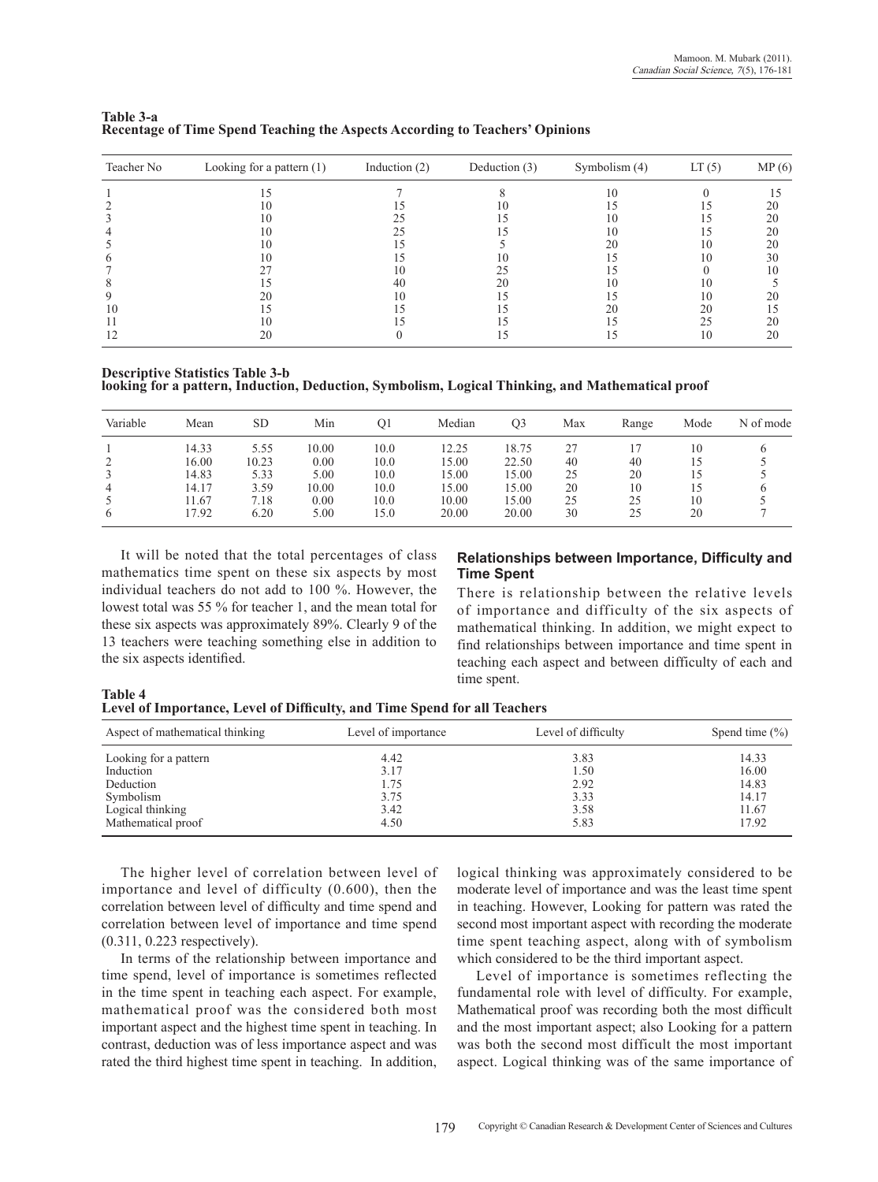**Table 3-a**
**Recentage of Time Spend Teaching the Aspects According to Teachers' Opinions**

| Teacher No | Looking for a pattern (1) | Induction (2) | Deduction (3) | Symbolism (4) | LT (5) | MP (6) |
|---|---|---|---|---|---|---|
| 1 | 15 | 7 | 8 | 10 | 0 | 15 |
| 2 | 10 | 15 | 10 | 15 | 15 | 20 |
| 3 | 10 | 25 | 15 | 10 | 15 | 20 |
| 4 | 10 | 25 | 15 | 10 | 15 | 20 |
| 5 | 10 | 15 | 5 | 20 | 10 | 20 |
| 6 | 10 | 15 | 10 | 15 | 10 | 30 |
| 7 | 27 | 10 | 25 | 15 | 0 | 10 |
| 8 | 15 | 40 | 20 | 10 | 10 | 5 |
| 9 | 20 | 10 | 15 | 15 | 10 | 20 |
| 10 | 15 | 15 | 15 | 20 | 20 | 15 |
| 11 | 10 | 15 | 15 | 15 | 25 | 20 |
| 12 | 20 | 0 | 15 | 15 | 10 | 20 |

**Descriptive Statistics Table 3-b**
**looking for a pattern, Induction, Deduction, Symbolism, Logical Thinking, and Mathematical proof**

| Variable | Mean | SD | Min | Q1 | Median | Q3 | Max | Range | Mode | N of mode |
|---|---|---|---|---|---|---|---|---|---|---|
| 1 | 14.33 | 5.55 | 10.00 | 10.0 | 12.25 | 18.75 | 27 | 17 | 10 | 6 |
| 2 | 16.00 | 10.23 | 0.00 | 10.0 | 15.00 | 22.50 | 40 | 40 | 15 | 5 |
| 3 | 14.83 | 5.33 | 5.00 | 10.0 | 15.00 | 15.00 | 25 | 20 | 15 | 5 |
| 4 | 14.17 | 3.59 | 10.00 | 10.0 | 15.00 | 15.00 | 20 | 10 | 15 | 6 |
| 5 | 11.67 | 7.18 | 0.00 | 10.0 | 10.00 | 15.00 | 25 | 25 | 10 | 5 |
| 6 | 17.92 | 6.20 | 5.00 | 15.0 | 20.00 | 20.00 | 30 | 25 | 20 | 7 |

It will be noted that the total percentages of class mathematics time spent on these six aspects by most individual teachers do not add to 100 %. However, the lowest total was 55 % for teacher 1, and the mean total for these six aspects was approximately 89%. Clearly 9 of the 13 teachers were teaching something else in addition to the six aspects identified.

### Relationships between Importance, Difficulty and Time Spent

There is relationship between the relative levels of importance and difficulty of the six aspects of mathematical thinking. In addition, we might expect to find relationships between importance and time spent in teaching each aspect and between difficulty of each and time spent.

**Table 4**
**Level of Importance, Level of Difficulty, and Time Spend for all Teachers**

| Aspect of mathematical thinking | Level of importance | Level of difficulty | Spend time (%) |
|---|---|---|---|
| Looking for a pattern | 4.42 | 3.83 | 14.33 |
| Induction | 3.17 | 1.50 | 16.00 |
| Deduction | 1.75 | 2.92 | 14.83 |
| Symbolism | 3.75 | 3.33 | 14.17 |
| Logical thinking | 3.42 | 3.58 | 11.67 |
| Mathematical proof | 4.50 | 5.83 | 17.92 |

The higher level of correlation between level of importance and level of difficulty (0.600), then the correlation between level of difficulty and time spend and correlation between level of importance and time spend (0.311, 0.223 respectively).

In terms of the relationship between importance and time spend, level of importance is sometimes reflected in the time spent in teaching each aspect. For example, mathematical proof was the considered both most important aspect and the highest time spent in teaching. In contrast, deduction was of less importance aspect and was rated the third highest time spent in teaching. In addition, logical thinking was approximately considered to be moderate level of importance and was the least time spent in teaching. However, Looking for pattern was rated the second most important aspect with recording the moderate time spent teaching aspect, along with of symbolism which considered to be the third important aspect.

Level of importance is sometimes reflecting the fundamental role with level of difficulty. For example, Mathematical proof was recording both the most difficult and the most important aspect; also Looking for a pattern was both the second most difficult the most important aspect. Logical thinking was of the same importance of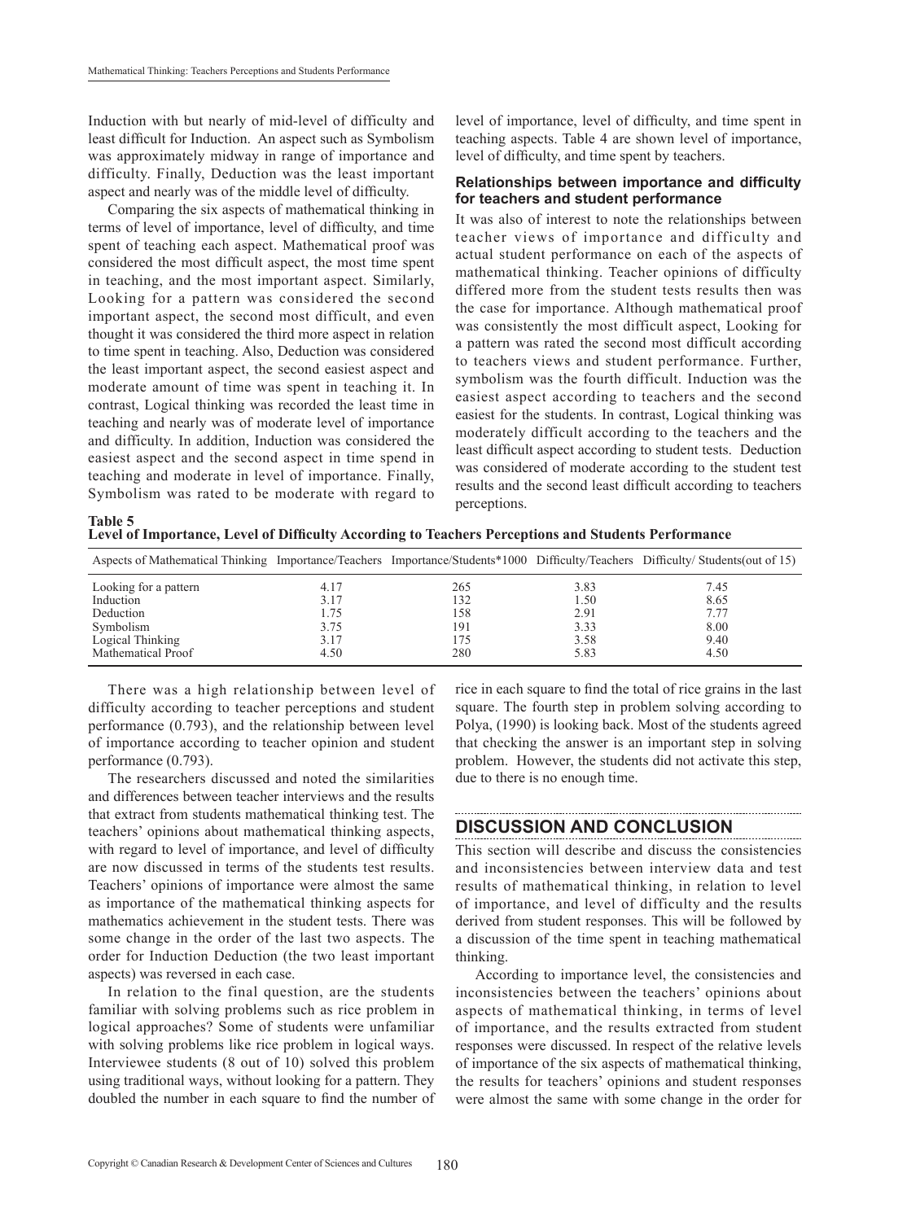Induction with but nearly of mid-level of difficulty and least difficult for Induction. An aspect such as Symbolism was approximately midway in range of importance and difficulty. Finally, Deduction was the least important aspect and nearly was of the middle level of difficulty.

Comparing the six aspects of mathematical thinking in terms of level of importance, level of difficulty, and time spent of teaching each aspect. Mathematical proof was considered the most difficult aspect, the most time spent in teaching, and the most important aspect. Similarly, Looking for a pattern was considered the second important aspect, the second most difficult, and even thought it was considered the third more aspect in relation to time spent in teaching. Also, Deduction was considered the least important aspect, the second easiest aspect and moderate amount of time was spent in teaching it. In contrast, Logical thinking was recorded the least time in teaching and nearly was of moderate level of importance and difficulty. In addition, Induction was considered the easiest aspect and the second aspect in time spend in teaching and moderate in level of importance. Finally, Symbolism was rated to be moderate with regard to level of importance, level of difficulty, and time spent in teaching aspects. Table 4 are shown level of importance, level of difficulty, and time spent by teachers.

### Relationships between importance and difficulty for teachers and student performance

It was also of interest to note the relationships between teacher views of importance and difficulty and actual student performance on each of the aspects of mathematical thinking. Teacher opinions of difficulty differed more from the student tests results then was the case for importance. Although mathematical proof was consistently the most difficult aspect, Looking for a pattern was rated the second most difficult according to teachers views and student performance. Further, symbolism was the fourth difficult. Induction was the easiest aspect according to teachers and the second easiest for the students. In contrast, Logical thinking was moderately difficult according to the teachers and the least difficult aspect according to student tests. Deduction was considered of moderate according to the student test results and the second least difficult according to teachers perceptions.

**Table 5**
**Level of Importance, Level of Difficulty According to Teachers Perceptions and Students Performance**

| Aspects of Mathematical Thinking | Importance/Teachers | Importance/Students*1000 | Difficulty/Teachers | Difficulty/ Students(out of 15) |
|---|---|---|---|---|
| Looking for a pattern | 4.17 | 265 | 3.83 | 7.45 |
| Induction | 3.17 | 132 | 1.50 | 8.65 |
| Deduction | 1.75 | 158 | 2.91 | 7.77 |
| Symbolism | 3.75 | 191 | 3.33 | 8.00 |
| Logical Thinking | 3.17 | 175 | 3.58 | 9.40 |
| Mathematical Proof | 4.50 | 280 | 5.83 | 4.50 |

There was a high relationship between level of difficulty according to teacher perceptions and student performance (0.793), and the relationship between level of importance according to teacher opinion and student performance (0.793).

The researchers discussed and noted the similarities and differences between teacher interviews and the results that extract from students mathematical thinking test. The teachers' opinions about mathematical thinking aspects, with regard to level of importance, and level of difficulty are now discussed in terms of the students test results. Teachers' opinions of importance were almost the same as importance of the mathematical thinking aspects for mathematics achievement in the student tests. There was some change in the order of the last two aspects. The order for Induction Deduction (the two least important aspects) was reversed in each case.

In relation to the final question, are the students familiar with solving problems such as rice problem in logical approaches? Some of students were unfamiliar with solving problems like rice problem in logical ways. Interviewee students (8 out of 10) solved this problem using traditional ways, without looking for a pattern. They doubled the number in each square to find the number of rice in each square to find the total of rice grains in the last square. The fourth step in problem solving according to Polya, (1990) is looking back. Most of the students agreed that checking the answer is an important step in solving problem. However, the students did not activate this step, due to there is no enough time.

## DISCUSSION AND CONCLUSION

This section will describe and discuss the consistencies and inconsistencies between interview data and test results of mathematical thinking, in relation to level of importance, and level of difficulty and the results derived from student responses. This will be followed by a discussion of the time spent in teaching mathematical thinking.

According to importance level, the consistencies and inconsistencies between the teachers' opinions about aspects of mathematical thinking, in terms of level of importance, and the results extracted from student responses were discussed. In respect of the relative levels of importance of the six aspects of mathematical thinking, the results for teachers' opinions and student responses were almost the same with some change in the order for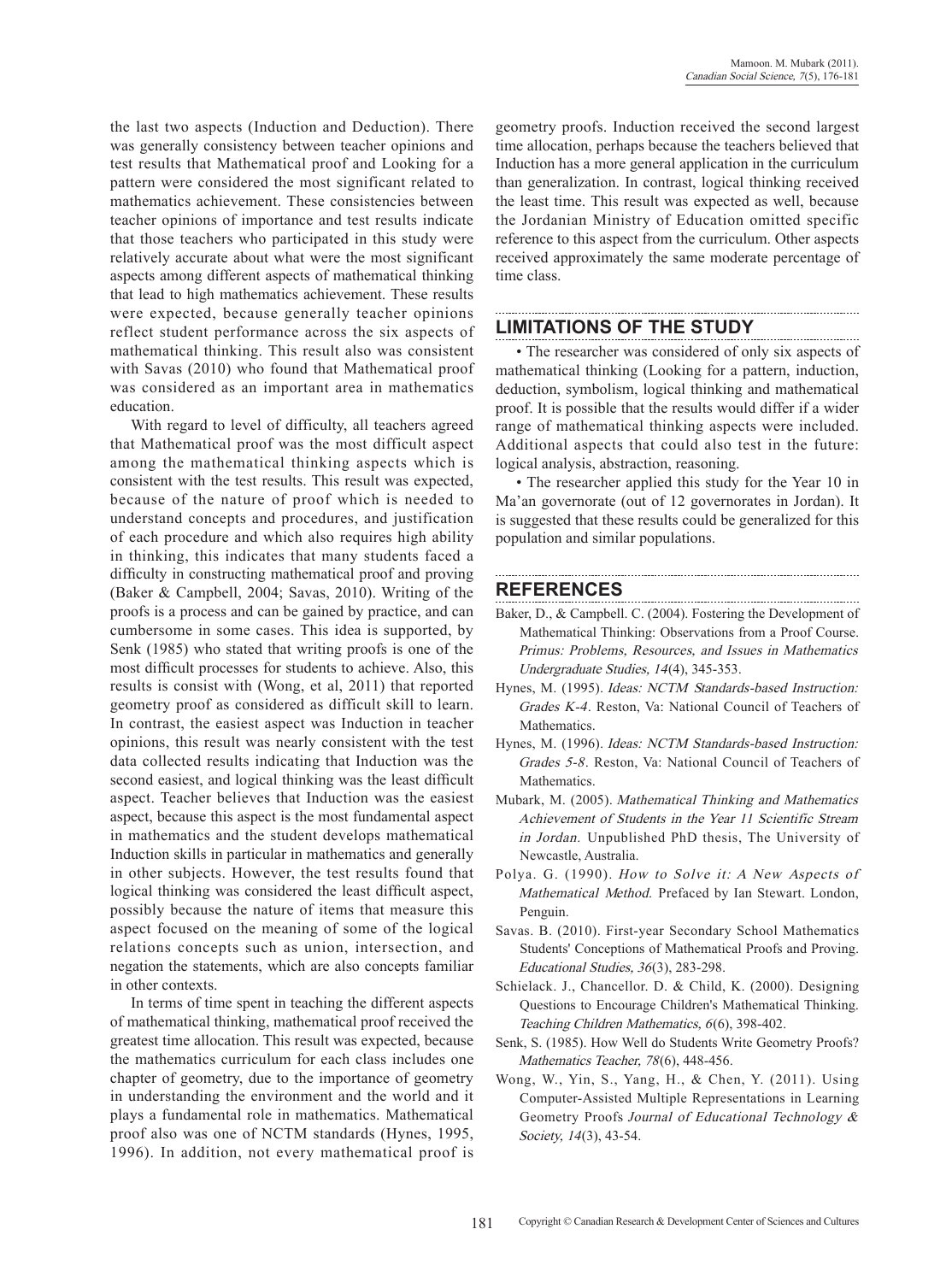the last two aspects (Induction and Deduction). There was generally consistency between teacher opinions and test results that Mathematical proof and Looking for a pattern were considered the most significant related to mathematics achievement. These consistencies between teacher opinions of importance and test results indicate that those teachers who participated in this study were relatively accurate about what were the most significant aspects among different aspects of mathematical thinking that lead to high mathematics achievement. These results were expected, because generally teacher opinions reflect student performance across the six aspects of mathematical thinking. This result also was consistent with Savas (2010) who found that Mathematical proof was considered as an important area in mathematics education.

With regard to level of difficulty, all teachers agreed that Mathematical proof was the most difficult aspect among the mathematical thinking aspects which is consistent with the test results. This result was expected, because of the nature of proof which is needed to understand concepts and procedures, and justification of each procedure and which also requires high ability in thinking, this indicates that many students faced a difficulty in constructing mathematical proof and proving (Baker & Campbell, 2004; Savas, 2010). Writing of the proofs is a process and can be gained by practice, and can cumbersome in some cases. This idea is supported, by Senk (1985) who stated that writing proofs is one of the most difficult processes for students to achieve. Also, this results is consist with (Wong, et al, 2011) that reported geometry proof as considered as difficult skill to learn. In contrast, the easiest aspect was Induction in teacher opinions, this result was nearly consistent with the test data collected results indicating that Induction was the second easiest, and logical thinking was the least difficult aspect. Teacher believes that Induction was the easiest aspect, because this aspect is the most fundamental aspect in mathematics and the student develops mathematical Induction skills in particular in mathematics and generally in other subjects. However, the test results found that logical thinking was considered the least difficult aspect, possibly because the nature of items that measure this aspect focused on the meaning of some of the logical relations concepts such as union, intersection, and negation the statements, which are also concepts familiar in other contexts.

In terms of time spent in teaching the different aspects of mathematical thinking, mathematical proof received the greatest time allocation. This result was expected, because the mathematics curriculum for each class includes one chapter of geometry, due to the importance of geometry in understanding the environment and the world and it plays a fundamental role in mathematics. Mathematical proof also was one of NCTM standards (Hynes, 1995, 1996). In addition, not every mathematical proof is geometry proofs. Induction received the second largest time allocation, perhaps because the teachers believed that Induction has a more general application in the curriculum than generalization. In contrast, logical thinking received the least time. This result was expected as well, because the Jordanian Ministry of Education omitted specific reference to this aspect from the curriculum. Other aspects received approximately the same moderate percentage of time class.

## LIMITATIONS OF THE STUDY

• The researcher was considered of only six aspects of mathematical thinking (Looking for a pattern, induction, deduction, symbolism, logical thinking and mathematical proof. It is possible that the results would differ if a wider range of mathematical thinking aspects were included. Additional aspects that could also test in the future: logical analysis, abstraction, reasoning.

• The researcher applied this study for the Year 10 in Ma'an governorate (out of 12 governorates in Jordan). It is suggested that these results could be generalized for this population and similar populations.

## REFERENCES

Baker, D., & Campbell. C. (2004). Fostering the Development of Mathematical Thinking: Observations from a Proof Course. *Primus: Problems, Resources, and Issues in Mathematics Undergraduate Studies, 14*(4), 345-353.

Hynes, M. (1995). *Ideas: NCTM Standards-based Instruction: Grades K-4*. Reston, Va: National Council of Teachers of Mathematics.

Hynes, M. (1996). *Ideas: NCTM Standards-based Instruction: Grades 5-8*. Reston, Va: National Council of Teachers of Mathematics.

Mubark, M. (2005). *Mathematical Thinking and Mathematics Achievement of Students in the Year 11 Scientific Stream in Jordan*. Unpublished PhD thesis, The University of Newcastle, Australia.

Polya. G. (1990). *How to Solve it: A New Aspects of Mathematical Method*. Prefaced by Ian Stewart. London, Penguin.

Savas. B. (2010). First-year Secondary School Mathematics Students' Conceptions of Mathematical Proofs and Proving. *Educational Studies, 36*(3), 283-298.

Schielack. J., Chancellor. D. & Child, K. (2000). Designing Questions to Encourage Children's Mathematical Thinking. *Teaching Children Mathematics, 6*(6), 398-402.

Senk, S. (1985). How Well do Students Write Geometry Proofs? *Mathematics Teacher, 78*(6), 448-456.

Wong, W., Yin, S., Yang, H., & Chen, Y. (2011). Using Computer-Assisted Multiple Representations in Learning Geometry Proofs *Journal of Educational Technology & Society, 14*(3), 43-54.